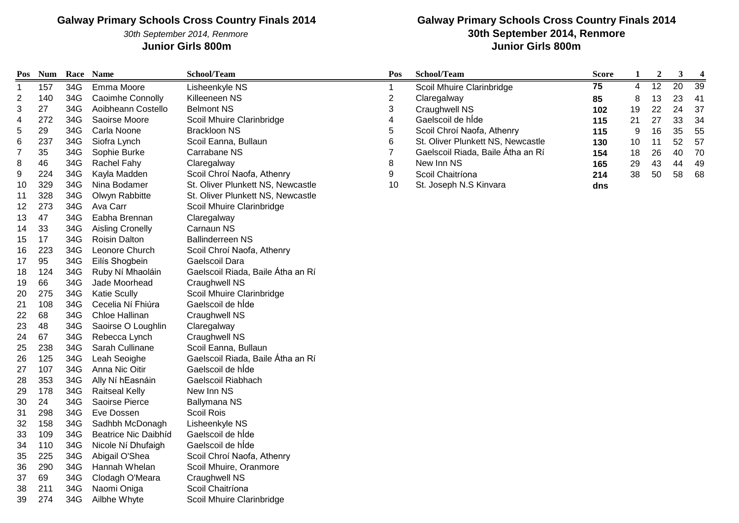## Galway Primary Schools Cross Country Finals 2014

*30th September 2014, Renmore*

**Junior Girls 800m**

| Pos | Num | Race | Name | School/Team |
|---|---|---|---|---|
| 1 | 157 | 34G | Emma Moore | Lisheenkyle NS |
| 2 | 140 | 34G | Caoimhe Connolly | Killeeneen NS |
| 3 | 27 | 34G | Aoibheann Costello | Belmont NS |
| 4 | 272 | 34G | Saoirse Moore | Scoil Mhuire Clarinbridge |
| 5 | 29 | 34G | Carla Noone | Brackloon NS |
| 6 | 237 | 34G | Siofra Lynch | Scoil Eanna, Bullaun |
| 7 | 35 | 34G | Sophie Burke | Carrabane NS |
| 8 | 46 | 34G | Rachel Fahy | Claregalway |
| 9 | 224 | 34G | Kayla Madden | Scoil Chroí Naofa, Athenry |
| 10 | 329 | 34G | Nina Bodamer | St. Oliver Plunkett NS, Newcastle |
| 11 | 328 | 34G | Olwyn Rabbitte | St. Oliver Plunkett NS, Newcastle |
| 12 | 273 | 34G | Ava Carr | Scoil Mhuire Clarinbridge |
| 13 | 47 | 34G | Eabha Brennan | Claregalway |
| 14 | 33 | 34G | Aisling Cronelly | Carnaun NS |
| 15 | 17 | 34G | Roisin Dalton | Ballinderreen NS |
| 16 | 223 | 34G | Leonore Church | Scoil Chroí Naofa, Athenry |
| 17 | 95 | 34G | Eilís Shogbein | Gaelscoil Dara |
| 18 | 124 | 34G | Ruby Ní Mhaoláin | Gaelscoil Riada, Baile Átha an Rí |
| 19 | 66 | 34G | Jade Moorhead | Craughwell NS |
| 20 | 275 | 34G | Katie Scully | Scoil Mhuire Clarinbridge |
| 21 | 108 | 34G | Cecelia Ní Fhiúra | Gaelscoil de hÍde |
| 22 | 68 | 34G | Chloe Hallinan | Craughwell NS |
| 23 | 48 | 34G | Saoirse O Loughlin | Claregalway |
| 24 | 67 | 34G | Rebecca Lynch | Craughwell NS |
| 25 | 238 | 34G | Sarah Cullinane | Scoil Eanna, Bullaun |
| 26 | 125 | 34G | Leah Seoighe | Gaelscoil Riada, Baile Átha an Rí |
| 27 | 107 | 34G | Anna Nic Oitir | Gaelscoil de hÍde |
| 28 | 353 | 34G | Ally Ní hEasnáin | Gaelscoil Riabhach |
| 29 | 178 | 34G | Raitseal Kelly | New Inn NS |
| 30 | 24 | 34G | Saoirse Pierce | Ballymana NS |
| 31 | 298 | 34G | Eve Dossen | Scoil Rois |
| 32 | 158 | 34G | Sadhbh McDonagh | Lisheenkyle NS |
| 33 | 109 | 34G | Beatrice Nic Daibhíd | Gaelscoil de hÍde |
| 34 | 110 | 34G | Nicole Ní Dhufaigh | Gaelscoil de hÍde |
| 35 | 225 | 34G | Abigail O'Shea | Scoil Chroí Naofa, Athenry |
| 36 | 290 | 34G | Hannah Whelan | Scoil Mhuire, Oranmore |
| 37 | 69 | 34G | Clodagh O'Meara | Craughwell NS |
| 38 | 211 | 34G | Naomi Oniga | Scoil Chaitríona |
| 39 | 274 | 34G | Ailbhe Whyte | Scoil Mhuire Clarinbridge |

## Galway Primary Schools Cross Country Finals 2014

**30th September 2014, Renmore**

**Junior Girls 800m**

| Pos | School/Team | Score | 1 | 2 | 3 | 4 |
|---|---|---|---|---|---|---|
| 1 | Scoil Mhuire Clarinbridge | 75 | 4 | 12 | 20 | 39 |
| 2 | Claregalway | 85 | 8 | 13 | 23 | 41 |
| 3 | Craughwell NS | 102 | 19 | 22 | 24 | 37 |
| 4 | Gaelscoil de hÍde | 115 | 21 | 27 | 33 | 34 |
| 5 | Scoil Chroí Naofa, Athenry | 115 | 9 | 16 | 35 | 55 |
| 6 | St. Oliver Plunkett NS, Newcastle | 130 | 10 | 11 | 52 | 57 |
| 7 | Gaelscoil Riada, Baile Átha an Rí | 154 | 18 | 26 | 40 | 70 |
| 8 | New Inn NS | 165 | 29 | 43 | 44 | 49 |
| 9 | Scoil Chaitríona | 214 | 38 | 50 | 58 | 68 |
| 10 | St. Joseph N.S Kinvara | dns | | | | |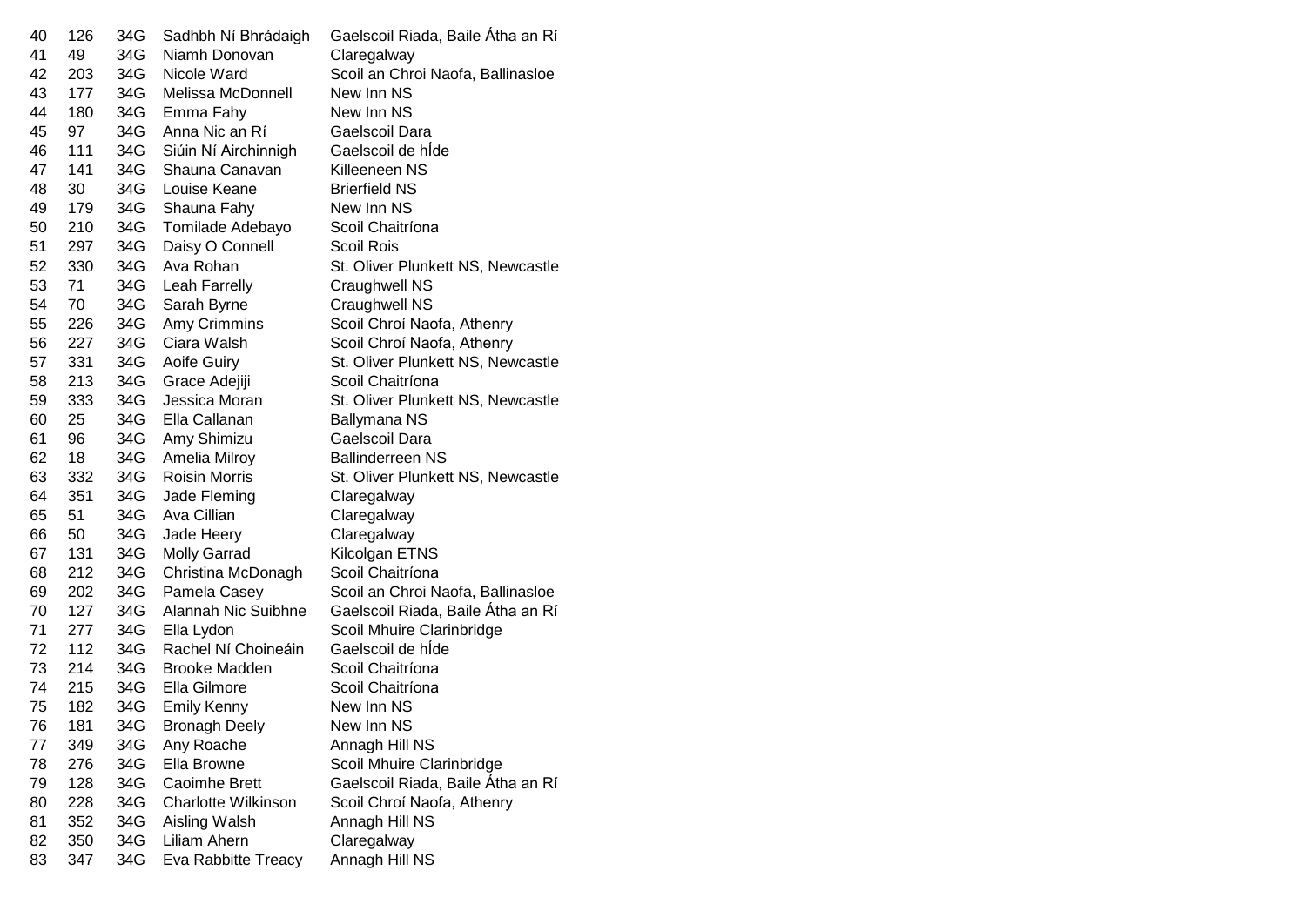| | | | | |
|---|---|---|---|---|
| 40 | 126 | 34G | Sadhbh Ní Bhrádaigh | Gaelscoil Riada, Baile Átha an Rí |
| 41 | 49 | 34G | Niamh Donovan | Claregalway |
| 42 | 203 | 34G | Nicole Ward | Scoil an Chroi Naofa, Ballinasloe |
| 43 | 177 | 34G | Melissa McDonnell | New Inn NS |
| 44 | 180 | 34G | Emma Fahy | New Inn NS |
| 45 | 97 | 34G | Anna Nic an Rí | Gaelscoil Dara |
| 46 | 111 | 34G | Siúin Ní Airchinnigh | Gaelscoil de hÍde |
| 47 | 141 | 34G | Shauna Canavan | Killeeneen NS |
| 48 | 30 | 34G | Louise Keane | Brierfield NS |
| 49 | 179 | 34G | Shauna Fahy | New Inn NS |
| 50 | 210 | 34G | Tomilade Adebayo | Scoil Chaitríona |
| 51 | 297 | 34G | Daisy O Connell | Scoil Rois |
| 52 | 330 | 34G | Ava Rohan | St. Oliver Plunkett NS, Newcastle |
| 53 | 71 | 34G | Leah Farrelly | Craughwell NS |
| 54 | 70 | 34G | Sarah Byrne | Craughwell NS |
| 55 | 226 | 34G | Amy Crimmins | Scoil Chroí Naofa, Athenry |
| 56 | 227 | 34G | Ciara Walsh | Scoil Chroí Naofa, Athenry |
| 57 | 331 | 34G | Aoife Guiry | St. Oliver Plunkett NS, Newcastle |
| 58 | 213 | 34G | Grace Adejiji | Scoil Chaitríona |
| 59 | 333 | 34G | Jessica Moran | St. Oliver Plunkett NS, Newcastle |
| 60 | 25 | 34G | Ella Callanan | Ballymana NS |
| 61 | 96 | 34G | Amy Shimizu | Gaelscoil Dara |
| 62 | 18 | 34G | Amelia Milroy | Ballinderreen NS |
| 63 | 332 | 34G | Roisin Morris | St. Oliver Plunkett NS, Newcastle |
| 64 | 351 | 34G | Jade Fleming | Claregalway |
| 65 | 51 | 34G | Ava Cillian | Claregalway |
| 66 | 50 | 34G | Jade Heery | Claregalway |
| 67 | 131 | 34G | Molly Garrad | Kilcolgan ETNS |
| 68 | 212 | 34G | Christina McDonagh | Scoil Chaitríona |
| 69 | 202 | 34G | Pamela Casey | Scoil an Chroi Naofa, Ballinasloe |
| 70 | 127 | 34G | Alannah Nic Suibhne | Gaelscoil Riada, Baile Átha an Rí |
| 71 | 277 | 34G | Ella Lydon | Scoil Mhuire Clarinbridge |
| 72 | 112 | 34G | Rachel Ní Choineáin | Gaelscoil de hÍde |
| 73 | 214 | 34G | Brooke Madden | Scoil Chaitríona |
| 74 | 215 | 34G | Ella Gilmore | Scoil Chaitríona |
| 75 | 182 | 34G | Emily Kenny | New Inn NS |
| 76 | 181 | 34G | Bronagh Deely | New Inn NS |
| 77 | 349 | 34G | Any Roache | Annagh Hill NS |
| 78 | 276 | 34G | Ella Browne | Scoil Mhuire Clarinbridge |
| 79 | 128 | 34G | Caoimhe Brett | Gaelscoil Riada, Baile Átha an Rí |
| 80 | 228 | 34G | Charlotte Wilkinson | Scoil Chroí Naofa, Athenry |
| 81 | 352 | 34G | Aisling Walsh | Annagh Hill NS |
| 82 | 350 | 34G | Liliam Ahern | Claregalway |
| 83 | 347 | 34G | Eva Rabbitte Treacy | Annagh Hill NS |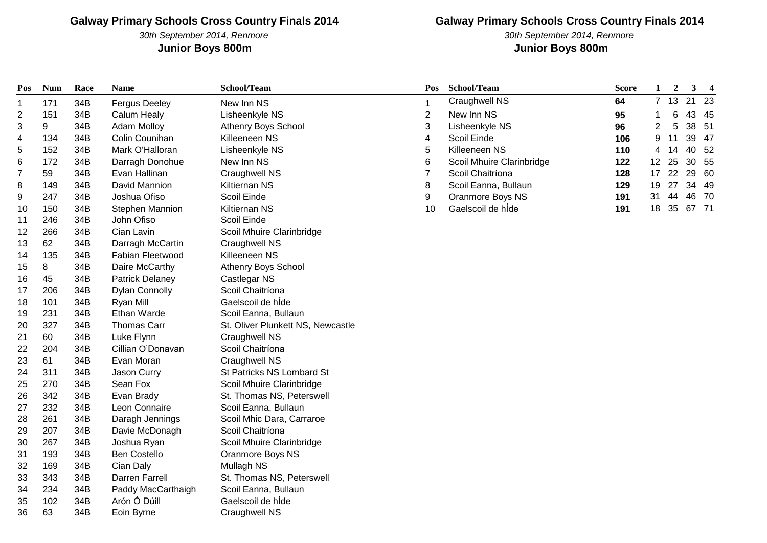# Galway Primary Schools Cross Country Finals 2014

*30th September 2014, Renmore*

**Junior Boys 800m**

| Pos | Num | Race | Name | School/Team |
|---|---|---|---|---|
| 1 | 171 | 34B | Fergus Deeley | New Inn NS |
| 2 | 151 | 34B | Calum Healy | Lisheenkyle NS |
| 3 | 9 | 34B | Adam Molloy | Athenry Boys School |
| 4 | 134 | 34B | Colin Counihan | Killeeneen NS |
| 5 | 152 | 34B | Mark O'Halloran | Lisheenkyle NS |
| 6 | 172 | 34B | Darragh Donohue | New Inn NS |
| 7 | 59 | 34B | Evan Hallinan | Craughwell NS |
| 8 | 149 | 34B | David Mannion | Kiltiernan NS |
| 9 | 247 | 34B | Joshua Ofiso | Scoil Einde |
| 10 | 150 | 34B | Stephen Mannion | Kiltiernan NS |
| 11 | 246 | 34B | John Ofiso | Scoil Einde |
| 12 | 266 | 34B | Cian Lavin | Scoil Mhuire Clarinbridge |
| 13 | 62 | 34B | Darragh McCartin | Craughwell NS |
| 14 | 135 | 34B | Fabian Fleetwood | Killeeneen NS |
| 15 | 8 | 34B | Daire McCarthy | Athenry Boys School |
| 16 | 45 | 34B | Patrick Delaney | Castlegar NS |
| 17 | 206 | 34B | Dylan Connolly | Scoil Chaitríona |
| 18 | 101 | 34B | Ryan Mill | Gaelscoil de hÍde |
| 19 | 231 | 34B | Ethan Warde | Scoil Eanna, Bullaun |
| 20 | 327 | 34B | Thomas Carr | St. Oliver Plunkett NS, Newcastle |
| 21 | 60 | 34B | Luke Flynn | Craughwell NS |
| 22 | 204 | 34B | Cillian O'Donavan | Scoil Chaitríona |
| 23 | 61 | 34B | Evan Moran | Craughwell NS |
| 24 | 311 | 34B | Jason Curry | St Patricks NS Lombard St |
| 25 | 270 | 34B | Sean Fox | Scoil Mhuire Clarinbridge |
| 26 | 342 | 34B | Evan Brady | St. Thomas NS, Peterswell |
| 27 | 232 | 34B | Leon Connaire | Scoil Eanna, Bullaun |
| 28 | 261 | 34B | Daragh Jennings | Scoil Mhic Dara, Carraroe |
| 29 | 207 | 34B | Davie McDonagh | Scoil Chaitríona |
| 30 | 267 | 34B | Joshua Ryan | Scoil Mhuire Clarinbridge |
| 31 | 193 | 34B | Ben Costello | Oranmore Boys NS |
| 32 | 169 | 34B | Cian Daly | Mullagh NS |
| 33 | 343 | 34B | Darren Farrell | St. Thomas NS, Peterswell |
| 34 | 234 | 34B | Paddy MacCarthaigh | Scoil Eanna, Bullaun |
| 35 | 102 | 34B | Arón Ó Dúill | Gaelscoil de hÍde |
| 36 | 63 | 34B | Eoin Byrne | Craughwell NS |

# Galway Primary Schools Cross Country Finals 2014

*30th September 2014, Renmore*

**Junior Boys 800m**

| Pos | School/Team | Score | 1 | 2 | 3 | 4 |
|---|---|---|---|---|---|---|
| 1 | Craughwell NS | **64** | 7 | 13 | 21 | 23 |
| 2 | New Inn NS | **95** | 1 | 6 | 43 | 45 |
| 3 | Lisheenkyle NS | **96** | 2 | 5 | 38 | 51 |
| 4 | Scoil Einde | **106** | 9 | 11 | 39 | 47 |
| 5 | Killeeneen NS | **110** | 4 | 14 | 40 | 52 |
| 6 | Scoil Mhuire Clarinbridge | **122** | 12 | 25 | 30 | 55 |
| 7 | Scoil Chaitríona | **128** | 17 | 22 | 29 | 60 |
| 8 | Scoil Eanna, Bullaun | **129** | 19 | 27 | 34 | 49 |
| 9 | Oranmore Boys NS | **191** | 31 | 44 | 46 | 70 |
| 10 | Gaelscoil de hÍde | **191** | 18 | 35 | 67 | 71 |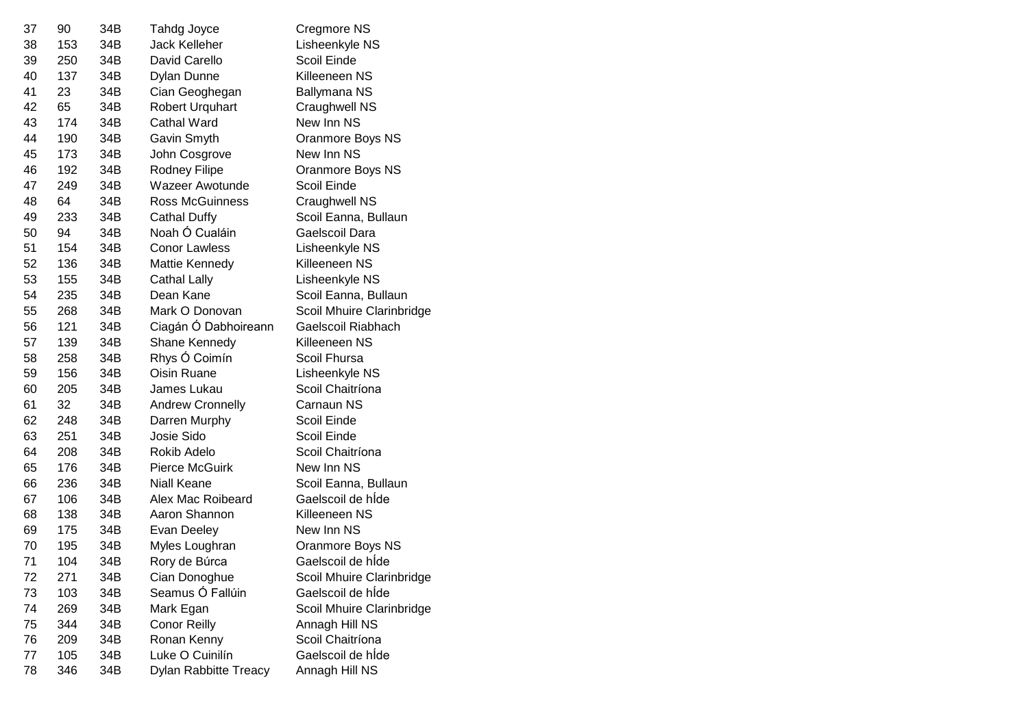| | | | | |
|---|---|---|---|---|
| 37 | 90 | 34B | Tahdg Joyce | Cregmore NS |
| 38 | 153 | 34B | Jack Kelleher | Lisheenkyle NS |
| 39 | 250 | 34B | David Carello | Scoil Einde |
| 40 | 137 | 34B | Dylan Dunne | Killeeneen NS |
| 41 | 23 | 34B | Cian Geoghegan | Ballymana NS |
| 42 | 65 | 34B | Robert Urquhart | Craughwell NS |
| 43 | 174 | 34B | Cathal Ward | New Inn NS |
| 44 | 190 | 34B | Gavin Smyth | Oranmore Boys NS |
| 45 | 173 | 34B | John Cosgrove | New Inn NS |
| 46 | 192 | 34B | Rodney Filipe | Oranmore Boys NS |
| 47 | 249 | 34B | Wazeer Awotunde | Scoil Einde |
| 48 | 64 | 34B | Ross McGuinness | Craughwell NS |
| 49 | 233 | 34B | Cathal Duffy | Scoil Eanna, Bullaun |
| 50 | 94 | 34B | Noah Ó Cualáin | Gaelscoil Dara |
| 51 | 154 | 34B | Conor Lawless | Lisheenkyle NS |
| 52 | 136 | 34B | Mattie Kennedy | Killeeneen NS |
| 53 | 155 | 34B | Cathal Lally | Lisheenkyle NS |
| 54 | 235 | 34B | Dean Kane | Scoil Eanna, Bullaun |
| 55 | 268 | 34B | Mark O Donovan | Scoil Mhuire Clarinbridge |
| 56 | 121 | 34B | Ciagán Ó Dabhoireann | Gaelscoil Riabhach |
| 57 | 139 | 34B | Shane Kennedy | Killeeneen NS |
| 58 | 258 | 34B | Rhys Ó Coimín | Scoil Fhursa |
| 59 | 156 | 34B | Oisin Ruane | Lisheenkyle NS |
| 60 | 205 | 34B | James Lukau | Scoil Chaitríona |
| 61 | 32 | 34B | Andrew Cronnelly | Carnaun NS |
| 62 | 248 | 34B | Darren Murphy | Scoil Einde |
| 63 | 251 | 34B | Josie Sido | Scoil Einde |
| 64 | 208 | 34B | Rokib Adelo | Scoil Chaitríona |
| 65 | 176 | 34B | Pierce McGuirk | New Inn NS |
| 66 | 236 | 34B | Niall Keane | Scoil Eanna, Bullaun |
| 67 | 106 | 34B | Alex Mac Roibeard | Gaelscoil de hÍde |
| 68 | 138 | 34B | Aaron Shannon | Killeeneen NS |
| 69 | 175 | 34B | Evan Deeley | New Inn NS |
| 70 | 195 | 34B | Myles Loughran | Oranmore Boys NS |
| 71 | 104 | 34B | Rory de Búrca | Gaelscoil de hÍde |
| 72 | 271 | 34B | Cian Donoghue | Scoil Mhuire Clarinbridge |
| 73 | 103 | 34B | Seamus Ó Fallúin | Gaelscoil de hÍde |
| 74 | 269 | 34B | Mark Egan | Scoil Mhuire Clarinbridge |
| 75 | 344 | 34B | Conor Reilly | Annagh Hill NS |
| 76 | 209 | 34B | Ronan Kenny | Scoil Chaitríona |
| 77 | 105 | 34B | Luke O Cuinilín | Gaelscoil de hÍde |
| 78 | 346 | 34B | Dylan Rabbitte Treacy | Annagh Hill NS |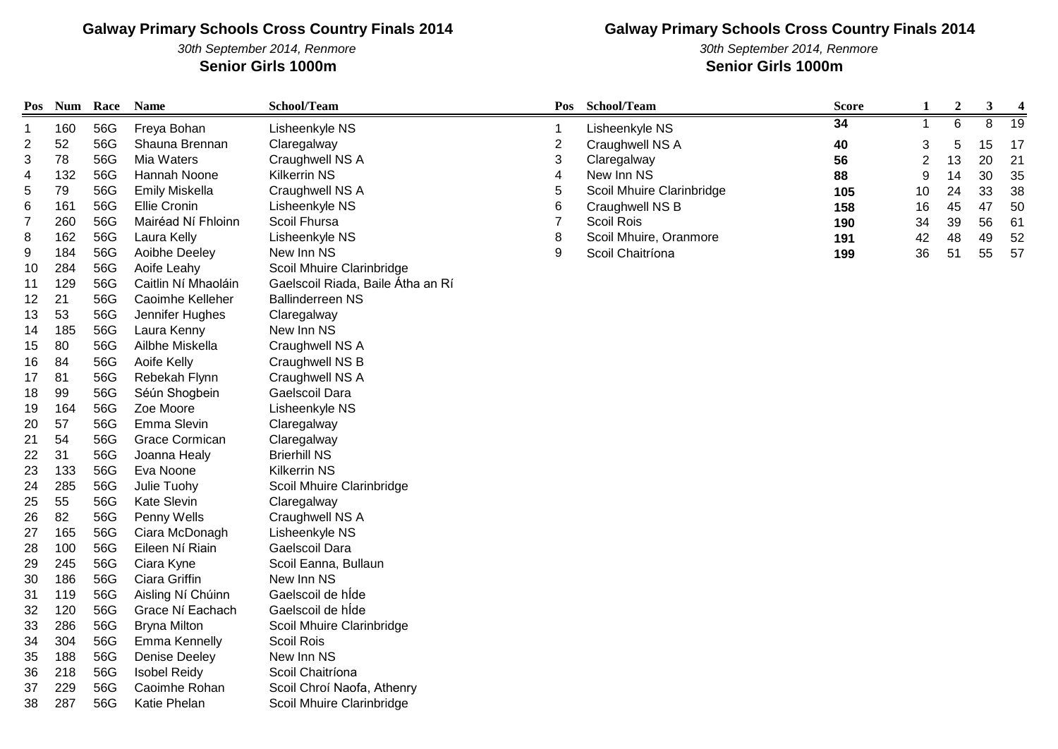## Galway Primary Schools Cross Country Finals 2014

*30th September 2014, Renmore*

**Senior Girls 1000m**

| Pos | Num | Race | Name | School/Team |
|---|---|---|---|---|
| 1 | 160 | 56G | Freya Bohan | Lisheenkyle NS |
| 2 | 52 | 56G | Shauna Brennan | Claregalway |
| 3 | 78 | 56G | Mia Waters | Craughwell NS A |
| 4 | 132 | 56G | Hannah Noone | Kilkerrin NS |
| 5 | 79 | 56G | Emily Miskella | Craughwell NS A |
| 6 | 161 | 56G | Ellie Cronin | Lisheenkyle NS |
| 7 | 260 | 56G | Mairéad Ní Fhloinn | Scoil Fhursa |
| 8 | 162 | 56G | Laura Kelly | Lisheenkyle NS |
| 9 | 184 | 56G | Aoibhe Deeley | New Inn NS |
| 10 | 284 | 56G | Aoife Leahy | Scoil Mhuire Clarinbridge |
| 11 | 129 | 56G | Caitlin Ní Mhaoláin | Gaelscoil Riada, Baile Átha an Rí |
| 12 | 21 | 56G | Caoimhe Kelleher | Ballinderreen NS |
| 13 | 53 | 56G | Jennifer Hughes | Claregalway |
| 14 | 185 | 56G | Laura Kenny | New Inn NS |
| 15 | 80 | 56G | Ailbhe Miskella | Craughwell NS A |
| 16 | 84 | 56G | Aoife Kelly | Craughwell NS B |
| 17 | 81 | 56G | Rebekah Flynn | Craughwell NS A |
| 18 | 99 | 56G | Séún Shogbein | Gaelscoil Dara |
| 19 | 164 | 56G | Zoe Moore | Lisheenkyle NS |
| 20 | 57 | 56G | Emma Slevin | Claregalway |
| 21 | 54 | 56G | Grace Cormican | Claregalway |
| 22 | 31 | 56G | Joanna Healy | Brierhill NS |
| 23 | 133 | 56G | Eva Noone | Kilkerrin NS |
| 24 | 285 | 56G | Julie Tuohy | Scoil Mhuire Clarinbridge |
| 25 | 55 | 56G | Kate Slevin | Claregalway |
| 26 | 82 | 56G | Penny Wells | Craughwell NS A |
| 27 | 165 | 56G | Ciara McDonagh | Lisheenkyle NS |
| 28 | 100 | 56G | Eileen Ní Riain | Gaelscoil Dara |
| 29 | 245 | 56G | Ciara Kyne | Scoil Eanna, Bullaun |
| 30 | 186 | 56G | Ciara Griffin | New Inn NS |
| 31 | 119 | 56G | Aisling Ní Chúinn | Gaelscoil de hÍde |
| 32 | 120 | 56G | Grace Ní Eachach | Gaelscoil de hÍde |
| 33 | 286 | 56G | Bryna Milton | Scoil Mhuire Clarinbridge |
| 34 | 304 | 56G | Emma Kennelly | Scoil Rois |
| 35 | 188 | 56G | Denise Deeley | New Inn NS |
| 36 | 218 | 56G | Isobel Reidy | Scoil Chaitríona |
| 37 | 229 | 56G | Caoimhe Rohan | Scoil Chroí Naofa, Athenry |
| 38 | 287 | 56G | Katie Phelan | Scoil Mhuire Clarinbridge |

## Galway Primary Schools Cross Country Finals 2014

*30th September 2014, Renmore*

**Senior Girls 1000m**

| Pos | School/Team | Score | 1 | 2 | 3 | 4 |
|---|---|---|---|---|---|---|
| 1 | Lisheenkyle NS | **34** | 1 | 6 | 8 | 19 |
| 2 | Craughwell NS A | **40** | 3 | 5 | 15 | 17 |
| 3 | Claregalway | **56** | 2 | 13 | 20 | 21 |
| 4 | New Inn NS | **88** | 9 | 14 | 30 | 35 |
| 5 | Scoil Mhuire Clarinbridge | **105** | 10 | 24 | 33 | 38 |
| 6 | Craughwell NS B | **158** | 16 | 45 | 47 | 50 |
| 7 | Scoil Rois | **190** | 34 | 39 | 56 | 61 |
| 8 | Scoil Mhuire, Oranmore | **191** | 42 | 48 | 49 | 52 |
| 9 | Scoil Chaitríona | **199** | 36 | 51 | 55 | 57 |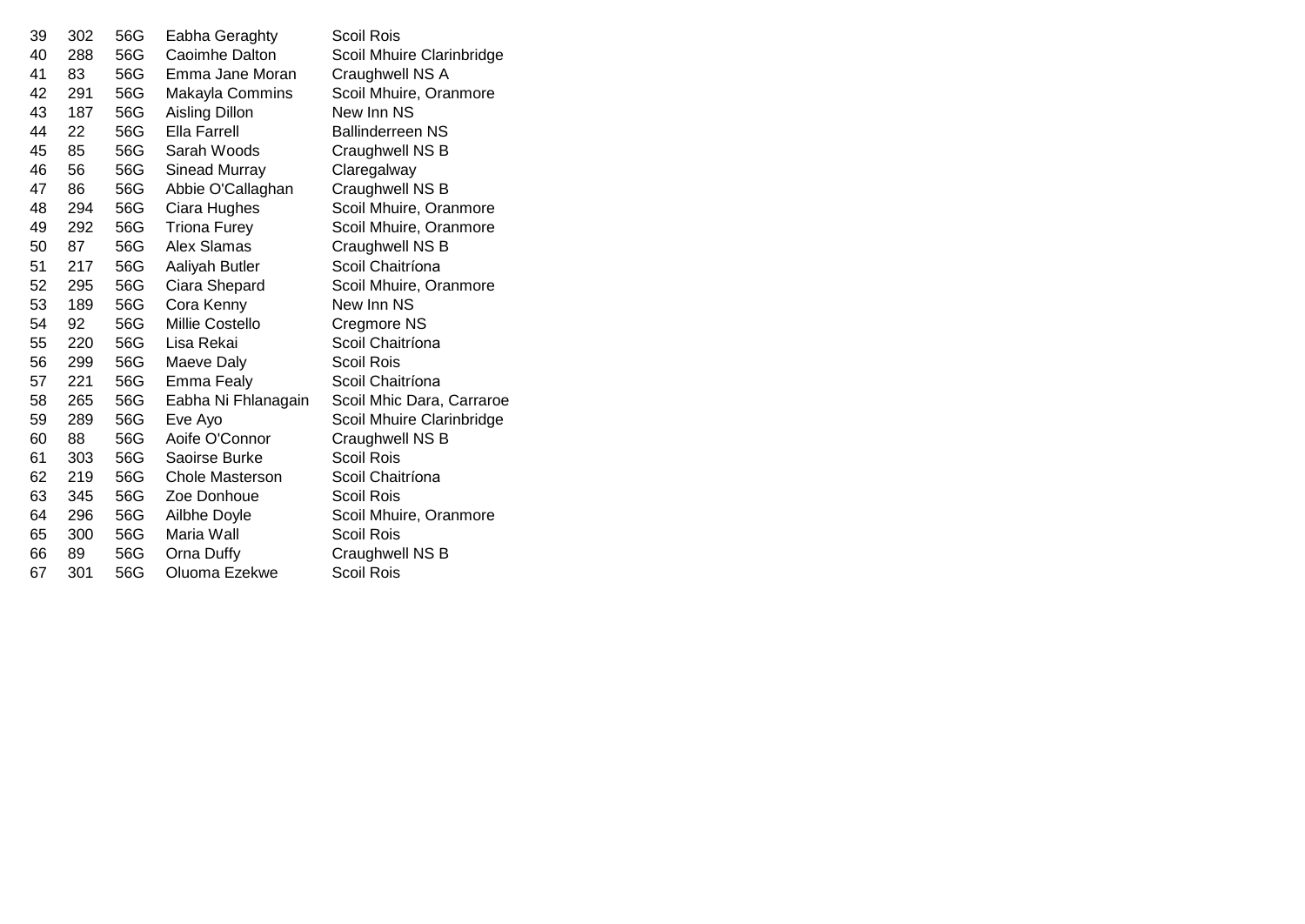| | | | | |
|---|---|---|---|---|
| 39 | 302 | 56G | Eabha Geraghty | Scoil Rois |
| 40 | 288 | 56G | Caoimhe Dalton | Scoil Mhuire Clarinbridge |
| 41 | 83 | 56G | Emma Jane Moran | Craughwell NS A |
| 42 | 291 | 56G | Makayla Commins | Scoil Mhuire, Oranmore |
| 43 | 187 | 56G | Aisling Dillon | New Inn NS |
| 44 | 22 | 56G | Ella Farrell | Ballinderreen NS |
| 45 | 85 | 56G | Sarah Woods | Craughwell NS B |
| 46 | 56 | 56G | Sinead Murray | Claregalway |
| 47 | 86 | 56G | Abbie O'Callaghan | Craughwell NS B |
| 48 | 294 | 56G | Ciara Hughes | Scoil Mhuire, Oranmore |
| 49 | 292 | 56G | Triona Furey | Scoil Mhuire, Oranmore |
| 50 | 87 | 56G | Alex Slamas | Craughwell NS B |
| 51 | 217 | 56G | Aaliyah Butler | Scoil Chaitríona |
| 52 | 295 | 56G | Ciara Shepard | Scoil Mhuire, Oranmore |
| 53 | 189 | 56G | Cora Kenny | New Inn NS |
| 54 | 92 | 56G | Millie Costello | Cregmore NS |
| 55 | 220 | 56G | Lisa Rekai | Scoil Chaitríona |
| 56 | 299 | 56G | Maeve Daly | Scoil Rois |
| 57 | 221 | 56G | Emma Fealy | Scoil Chaitríona |
| 58 | 265 | 56G | Eabha Ni Fhlanagain | Scoil Mhic Dara, Carraroe |
| 59 | 289 | 56G | Eve Ayo | Scoil Mhuire Clarinbridge |
| 60 | 88 | 56G | Aoife O'Connor | Craughwell NS B |
| 61 | 303 | 56G | Saoirse Burke | Scoil Rois |
| 62 | 219 | 56G | Chole Masterson | Scoil Chaitríona |
| 63 | 345 | 56G | Zoe Donhoue | Scoil Rois |
| 64 | 296 | 56G | Ailbhe Doyle | Scoil Mhuire, Oranmore |
| 65 | 300 | 56G | Maria Wall | Scoil Rois |
| 66 | 89 | 56G | Orna Duffy | Craughwell NS B |
| 67 | 301 | 56G | Oluoma Ezekwe | Scoil Rois |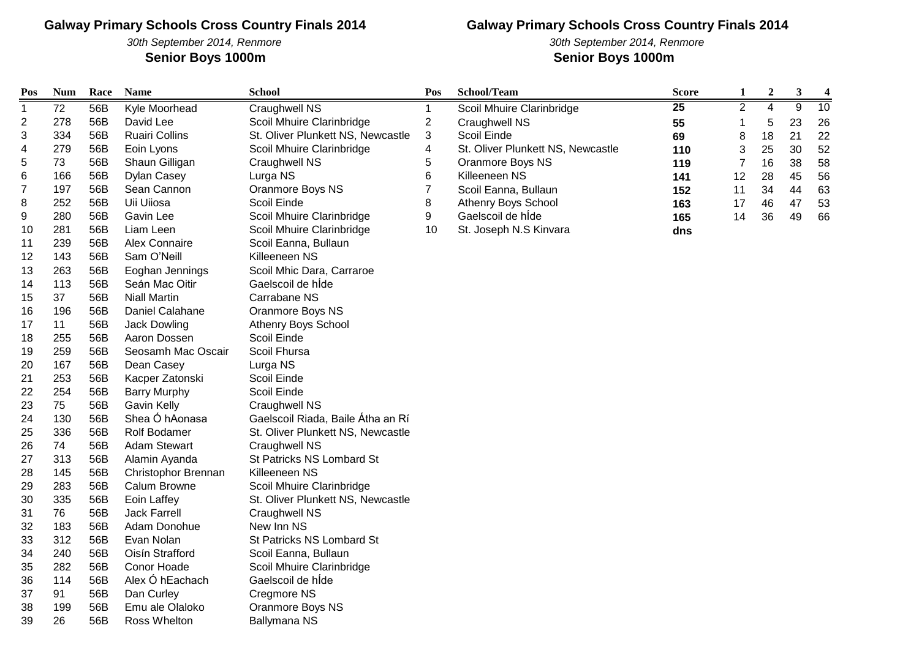## Galway Primary Schools Cross Country Finals 2014

*30th September 2014, Renmore*

**Senior Boys 1000m**

| Pos | Num | Race | Name | School |
|---|---|---|---|---|
| 1 | 72 | 56B | Kyle Moorhead | Craughwell NS |
| 2 | 278 | 56B | David Lee | Scoil Mhuire Clarinbridge |
| 3 | 334 | 56B | Ruairi Collins | St. Oliver Plunkett NS, Newcastle |
| 4 | 279 | 56B | Eoin Lyons | Scoil Mhuire Clarinbridge |
| 5 | 73 | 56B | Shaun Gilligan | Craughwell NS |
| 6 | 166 | 56B | Dylan Casey | Lurga NS |
| 7 | 197 | 56B | Sean Cannon | Oranmore Boys NS |
| 8 | 252 | 56B | Uii Uiiosa | Scoil Einde |
| 9 | 280 | 56B | Gavin Lee | Scoil Mhuire Clarinbridge |
| 10 | 281 | 56B | Liam Leen | Scoil Mhuire Clarinbridge |
| 11 | 239 | 56B | Alex Connaire | Scoil Eanna, Bullaun |
| 12 | 143 | 56B | Sam O'Neill | Killeeneen NS |
| 13 | 263 | 56B | Eoghan Jennings | Scoil Mhic Dara, Carraroe |
| 14 | 113 | 56B | Seán Mac Oitir | Gaelscoil de hÍde |
| 15 | 37 | 56B | Niall Martin | Carrabane NS |
| 16 | 196 | 56B | Daniel Calahane | Oranmore Boys NS |
| 17 | 11 | 56B | Jack Dowling | Athenry Boys School |
| 18 | 255 | 56B | Aaron Dossen | Scoil Einde |
| 19 | 259 | 56B | Seosamh Mac Oscair | Scoil Fhursa |
| 20 | 167 | 56B | Dean Casey | Lurga NS |
| 21 | 253 | 56B | Kacper Zatonski | Scoil Einde |
| 22 | 254 | 56B | Barry Murphy | Scoil Einde |
| 23 | 75 | 56B | Gavin Kelly | Craughwell NS |
| 24 | 130 | 56B | Shea Ó hAonasa | Gaelscoil Riada, Baile Átha an Rí |
| 25 | 336 | 56B | Rolf Bodamer | St. Oliver Plunkett NS, Newcastle |
| 26 | 74 | 56B | Adam Stewart | Craughwell NS |
| 27 | 313 | 56B | Alamin Ayanda | St Patricks NS Lombard St |
| 28 | 145 | 56B | Christophor Brennan | Killeeneen NS |
| 29 | 283 | 56B | Calum Browne | Scoil Mhuire Clarinbridge |
| 30 | 335 | 56B | Eoin Laffey | St. Oliver Plunkett NS, Newcastle |
| 31 | 76 | 56B | Jack Farrell | Craughwell NS |
| 32 | 183 | 56B | Adam Donohue | New Inn NS |
| 33 | 312 | 56B | Evan Nolan | St Patricks NS Lombard St |
| 34 | 240 | 56B | Oisín Strafford | Scoil Eanna, Bullaun |
| 35 | 282 | 56B | Conor Hoade | Scoil Mhuire Clarinbridge |
| 36 | 114 | 56B | Alex Ó hEachach | Gaelscoil de hÍde |
| 37 | 91 | 56B | Dan Curley | Cregmore NS |
| 38 | 199 | 56B | Emu ale Olaloko | Oranmore Boys NS |
| 39 | 26 | 56B | Ross Whelton | Ballymana NS |

## Galway Primary Schools Cross Country Finals 2014

*30th September 2014, Renmore*

**Senior Boys 1000m**

| Pos | School/Team | Score | 1 | 2 | 3 | 4 |
|---|---|---|---|---|---|---|
| 1 | Scoil Mhuire Clarinbridge | 25 | 2 | 4 | 9 | 10 |
| 2 | Craughwell NS | 55 | 1 | 5 | 23 | 26 |
| 3 | Scoil Einde | 69 | 8 | 18 | 21 | 22 |
| 4 | St. Oliver Plunkett NS, Newcastle | 110 | 3 | 25 | 30 | 52 |
| 5 | Oranmore Boys NS | 119 | 7 | 16 | 38 | 58 |
| 6 | Killeeneen NS | 141 | 12 | 28 | 45 | 56 |
| 7 | Scoil Eanna, Bullaun | 152 | 11 | 34 | 44 | 63 |
| 8 | Athenry Boys School | 163 | 17 | 46 | 47 | 53 |
| 9 | Gaelscoil de hÍde | 165 | 14 | 36 | 49 | 66 |
| 10 | St. Joseph N.S Kinvara | dns | | | | |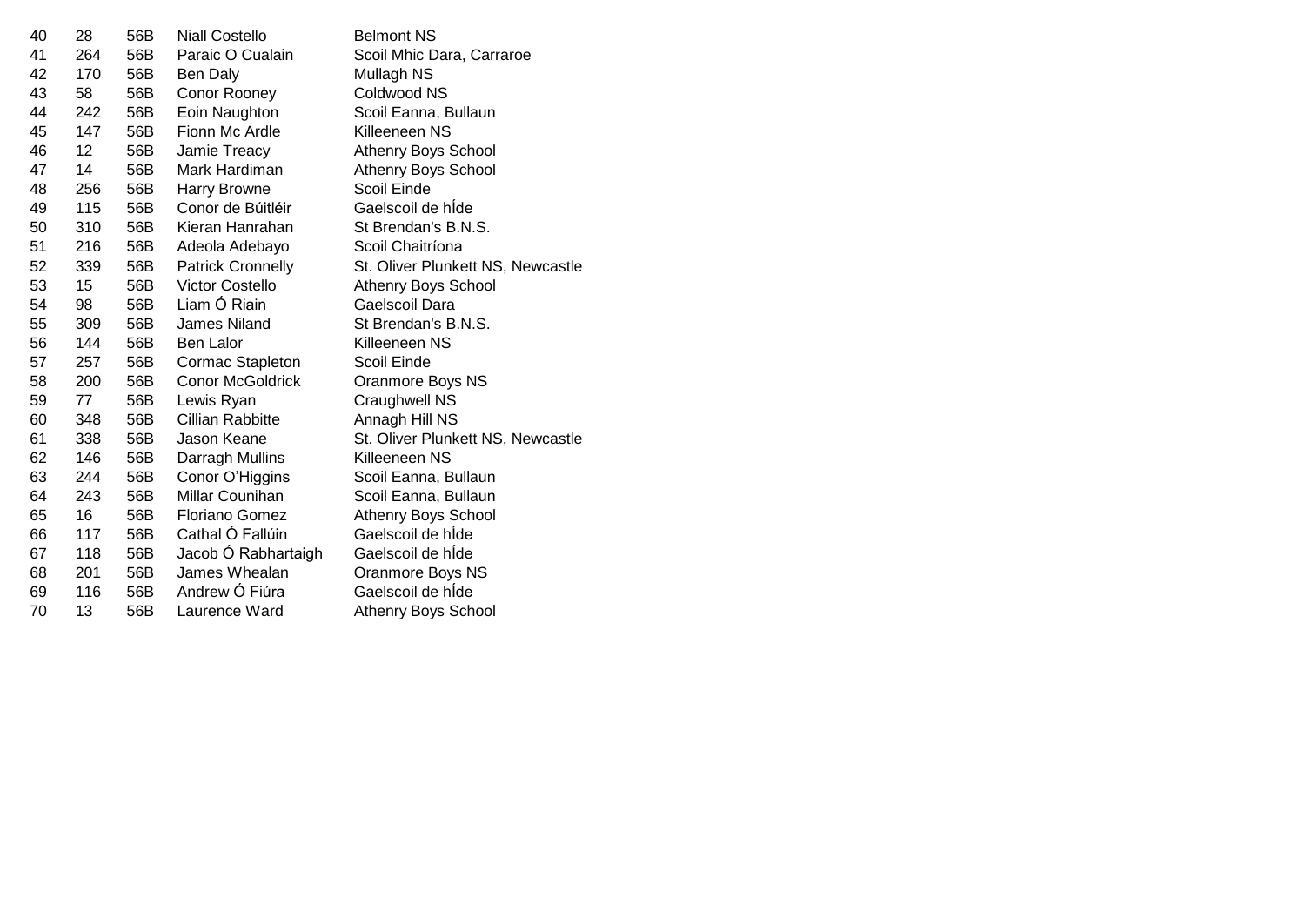| | | | | |
|---|---|---|---|---|
| 40 | 28 | 56B | Niall Costello | Belmont NS |
| 41 | 264 | 56B | Paraic O Cualain | Scoil Mhic Dara, Carraroe |
| 42 | 170 | 56B | Ben Daly | Mullagh NS |
| 43 | 58 | 56B | Conor Rooney | Coldwood NS |
| 44 | 242 | 56B | Eoin Naughton | Scoil Eanna, Bullaun |
| 45 | 147 | 56B | Fionn Mc Ardle | Killeeneen NS |
| 46 | 12 | 56B | Jamie Treacy | Athenry Boys School |
| 47 | 14 | 56B | Mark Hardiman | Athenry Boys School |
| 48 | 256 | 56B | Harry Browne | Scoil Einde |
| 49 | 115 | 56B | Conor de Búitléir | Gaelscoil de hÍde |
| 50 | 310 | 56B | Kieran Hanrahan | St Brendan's B.N.S. |
| 51 | 216 | 56B | Adeola Adebayo | Scoil Chaitríona |
| 52 | 339 | 56B | Patrick Cronnelly | St. Oliver Plunkett NS, Newcastle |
| 53 | 15 | 56B | Victor Costello | Athenry Boys School |
| 54 | 98 | 56B | Liam Ó Riain | Gaelscoil Dara |
| 55 | 309 | 56B | James Niland | St Brendan's B.N.S. |
| 56 | 144 | 56B | Ben Lalor | Killeeneen NS |
| 57 | 257 | 56B | Cormac Stapleton | Scoil Einde |
| 58 | 200 | 56B | Conor McGoldrick | Oranmore Boys NS |
| 59 | 77 | 56B | Lewis Ryan | Craughwell NS |
| 60 | 348 | 56B | Cillian Rabbitte | Annagh Hill NS |
| 61 | 338 | 56B | Jason Keane | St. Oliver Plunkett NS, Newcastle |
| 62 | 146 | 56B | Darragh Mullins | Killeeneen NS |
| 63 | 244 | 56B | Conor O'Higgins | Scoil Eanna, Bullaun |
| 64 | 243 | 56B | Millar Counihan | Scoil Eanna, Bullaun |
| 65 | 16 | 56B | Floriano Gomez | Athenry Boys School |
| 66 | 117 | 56B | Cathal Ó Fallúin | Gaelscoil de hÍde |
| 67 | 118 | 56B | Jacob Ó Rabhartaigh | Gaelscoil de hÍde |
| 68 | 201 | 56B | James Whealan | Oranmore Boys NS |
| 69 | 116 | 56B | Andrew Ó Fiúra | Gaelscoil de hÍde |
| 70 | 13 | 56B | Laurence Ward | Athenry Boys School |